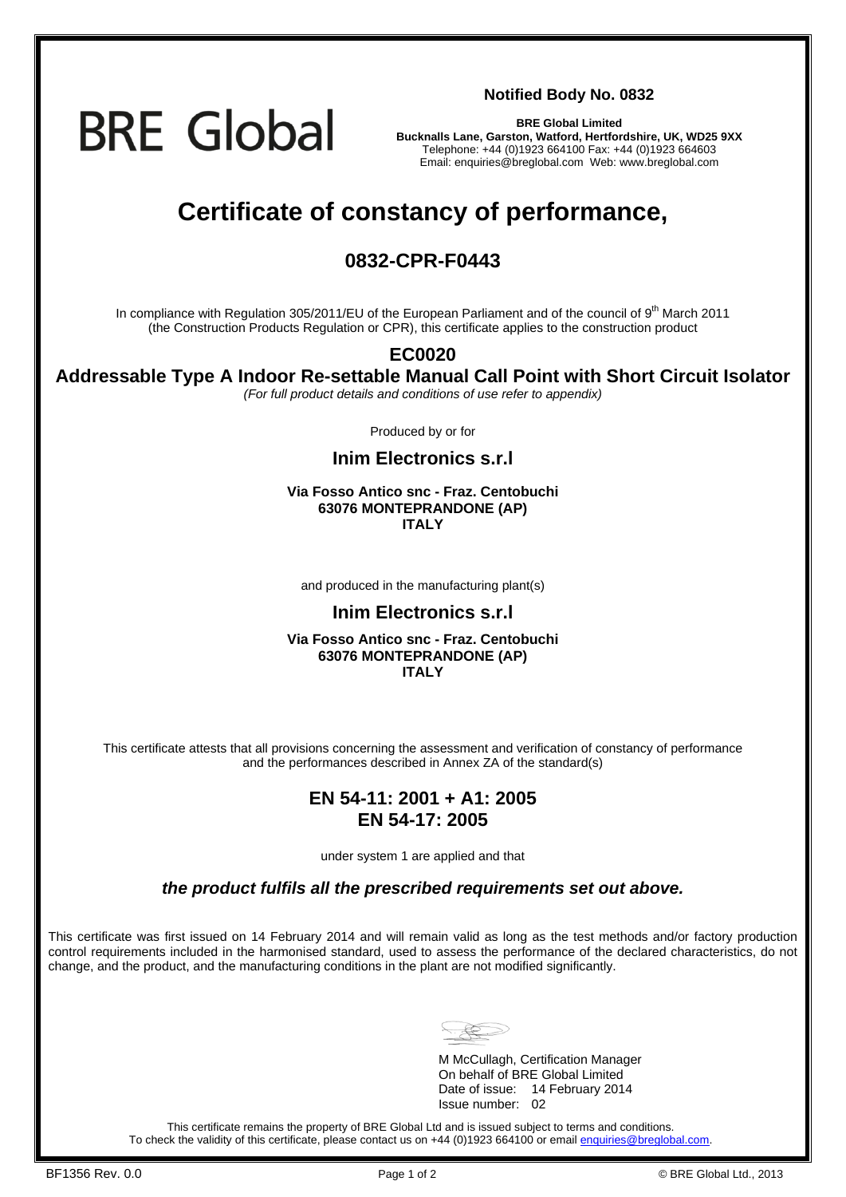BRE Global

**Notified Body No. 0832**

**BRE Global Limited**
**Bucknalls Lane, Garston, Watford, Hertfordshire, UK, WD25 9XX**
Telephone: +44 (0)1923 664100 Fax: +44 (0)1923 664603
Email: enquiries@breglobal.com Web: www.breglobal.com

# Certificate of constancy of performance,

## 0832-CPR-F0443

In compliance with Regulation 305/2011/EU of the European Parliament and of the council of 9th March 2011 (the Construction Products Regulation or CPR), this certificate applies to the construction product

**EC0020**

**Addressable Type A Indoor Re-settable Manual Call Point with Short Circuit Isolator**

*(For full product details and conditions of use refer to appendix)*

Produced by or for

**Inim Electronics s.r.l**

**Via Fosso Antico snc - Fraz. Centobuchi**
**63076 MONTEPRANDONE (AP)**
**ITALY**

and produced in the manufacturing plant(s)

**Inim Electronics s.r.l**

**Via Fosso Antico snc - Fraz. Centobuchi**
**63076 MONTEPRANDONE (AP)**
**ITALY**

This certificate attests that all provisions concerning the assessment and verification of constancy of performance and the performances described in Annex ZA of the standard(s)

**EN 54-11: 2001 + A1: 2005**
**EN 54-17: 2005**

under system 1 are applied and that

***the product fulfils all the prescribed requirements set out above.***

This certificate was first issued on 14 February 2014 and will remain valid as long as the test methods and/or factory production control requirements included in the harmonised standard, used to assess the performance of the declared characteristics, do not change, and the product, and the manufacturing conditions in the plant are not modified significantly.

M McCullagh, Certification Manager
On behalf of BRE Global Limited
Date of issue: 14 February 2014
Issue number: 02

This certificate remains the property of BRE Global Ltd and is issued subject to terms and conditions.
To check the validity of this certificate, please contact us on +44 (0)1923 664100 or email enquiries@breglobal.com.

BF1356 Rev. 0.0 © BRE Global Ltd., 2013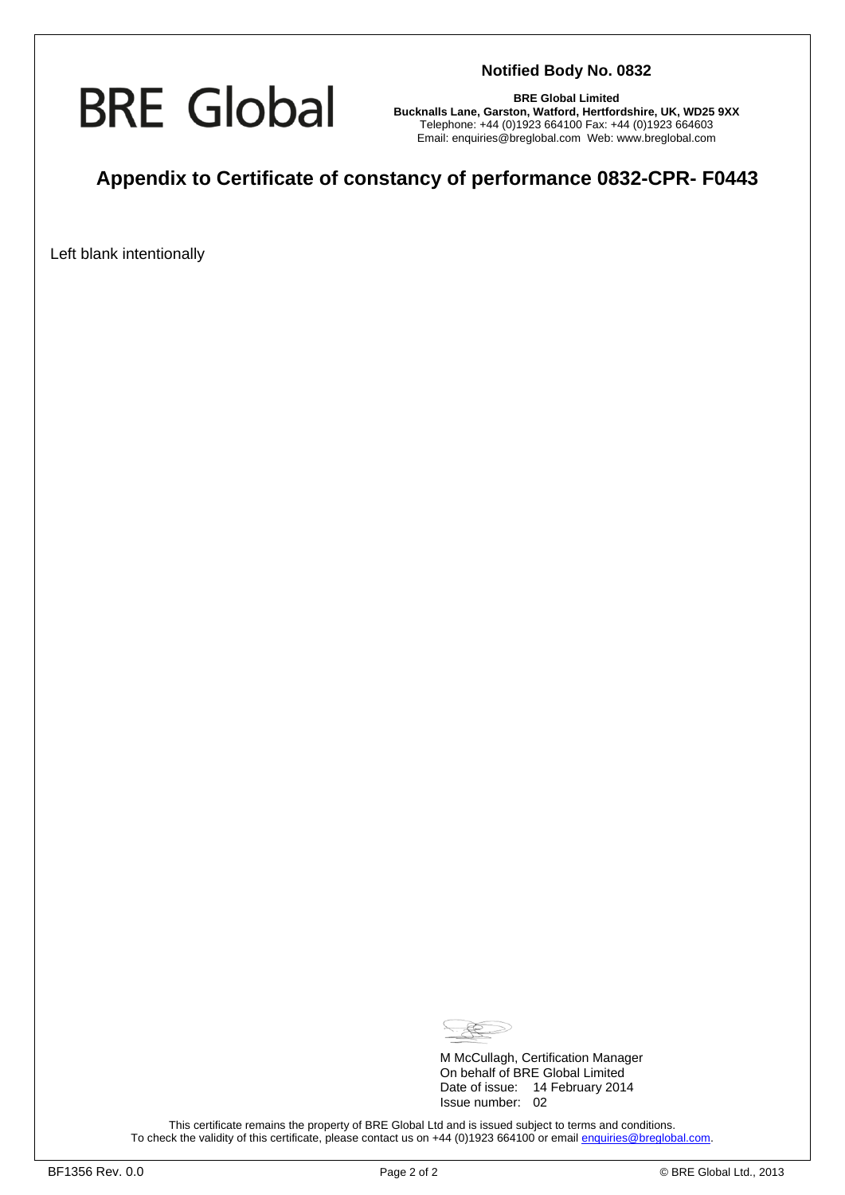**Notified Body No. 0832**

BRE Global

**BRE Global Limited**
**Bucknalls Lane, Garston, Watford, Hertfordshire, UK, WD25 9XX**
Telephone: +44 (0)1923 664100 Fax: +44 (0)1923 664603
Email: enquiries@breglobal.com Web: www.breglobal.com

## Appendix to Certificate of constancy of performance 0832-CPR- F0443

Left blank intentionally

M McCullagh, Certification Manager
On behalf of BRE Global Limited
Date of issue: 14 February 2014
Issue number: 02

This certificate remains the property of BRE Global Ltd and is issued subject to terms and conditions.
To check the validity of this certificate, please contact us on +44 (0)1923 664100 or email enquiries@breglobal.com.

BF1356 Rev. 0.0

© BRE Global Ltd., 2013